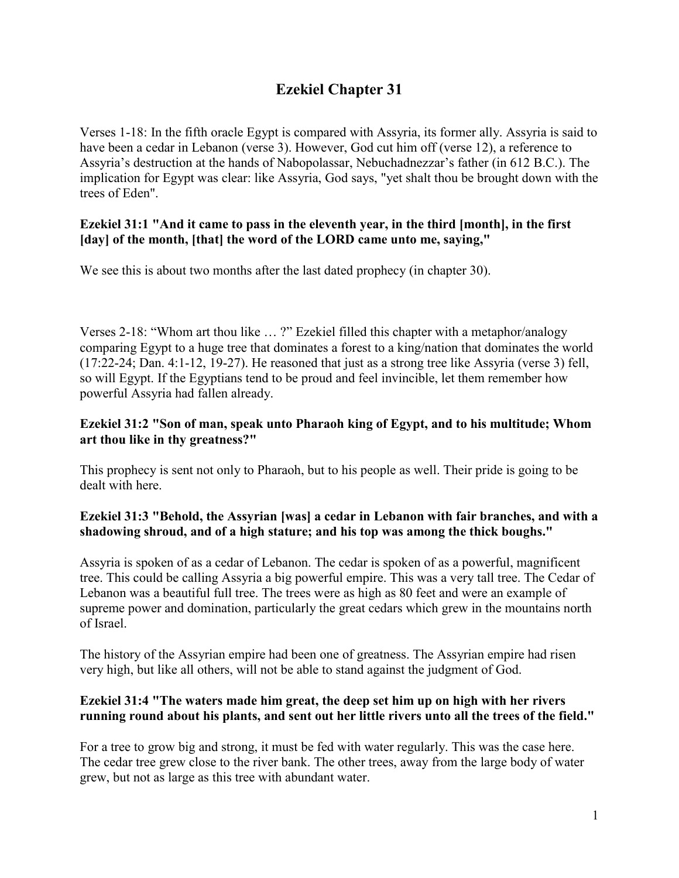# Ezekiel Chapter 31

Verses 1-18: In the fifth oracle Egypt is compared with Assyria, its former ally. Assyria is said to have been a cedar in Lebanon (verse 3). However, God cut him off (verse 12), a reference to Assyria's destruction at the hands of Nabopolassar, Nebuchadnezzar's father (in 612 B.C.). The implication for Egypt was clear: like Assyria, God says, "yet shalt thou be brought down with the trees of Eden".

**Ezekiel 31:1 "And it came to pass in the eleventh year, in the third [month], in the first [day] of the month, [that] the word of the LORD came unto me, saying,"**

We see this is about two months after the last dated prophecy (in chapter 30).

Verses 2-18: "Whom art thou like … ?" Ezekiel filled this chapter with a metaphor/analogy comparing Egypt to a huge tree that dominates a forest to a king/nation that dominates the world (17:22-24; Dan. 4:1-12, 19-27). He reasoned that just as a strong tree like Assyria (verse 3) fell, so will Egypt. If the Egyptians tend to be proud and feel invincible, let them remember how powerful Assyria had fallen already.

**Ezekiel 31:2 "Son of man, speak unto Pharaoh king of Egypt, and to his multitude; Whom art thou like in thy greatness?"**

This prophecy is sent not only to Pharaoh, but to his people as well. Their pride is going to be dealt with here.

**Ezekiel 31:3 "Behold, the Assyrian [was] a cedar in Lebanon with fair branches, and with a shadowing shroud, and of a high stature; and his top was among the thick boughs."**

Assyria is spoken of as a cedar of Lebanon. The cedar is spoken of as a powerful, magnificent tree. This could be calling Assyria a big powerful empire. This was a very tall tree. The Cedar of Lebanon was a beautiful full tree. The trees were as high as 80 feet and were an example of supreme power and domination, particularly the great cedars which grew in the mountains north of Israel.

The history of the Assyrian empire had been one of greatness. The Assyrian empire had risen very high, but like all others, will not be able to stand against the judgment of God.

**Ezekiel 31:4 "The waters made him great, the deep set him up on high with her rivers running round about his plants, and sent out her little rivers unto all the trees of the field."**

For a tree to grow big and strong, it must be fed with water regularly. This was the case here. The cedar tree grew close to the river bank. The other trees, away from the large body of water grew, but not as large as this tree with abundant water.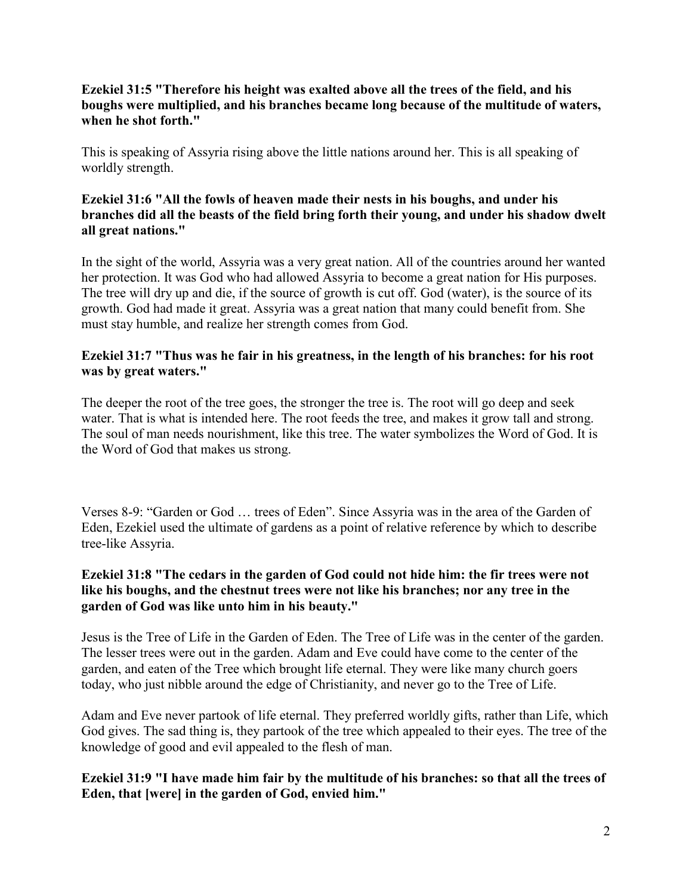**Ezekiel 31:5 "Therefore his height was exalted above all the trees of the field, and his boughs were multiplied, and his branches became long because of the multitude of waters, when he shot forth."**

This is speaking of Assyria rising above the little nations around her. This is all speaking of worldly strength.

**Ezekiel 31:6 "All the fowls of heaven made their nests in his boughs, and under his branches did all the beasts of the field bring forth their young, and under his shadow dwelt all great nations."**

In the sight of the world, Assyria was a very great nation. All of the countries around her wanted her protection. It was God who had allowed Assyria to become a great nation for His purposes. The tree will dry up and die, if the source of growth is cut off. God (water), is the source of its growth. God had made it great. Assyria was a great nation that many could benefit from. She must stay humble, and realize her strength comes from God.

**Ezekiel 31:7 "Thus was he fair in his greatness, in the length of his branches: for his root was by great waters."**

The deeper the root of the tree goes, the stronger the tree is. The root will go deep and seek water. That is what is intended here. The root feeds the tree, and makes it grow tall and strong. The soul of man needs nourishment, like this tree. The water symbolizes the Word of God. It is the Word of God that makes us strong.

Verses 8-9: "Garden or God … trees of Eden". Since Assyria was in the area of the Garden of Eden, Ezekiel used the ultimate of gardens as a point of relative reference by which to describe tree-like Assyria.

**Ezekiel 31:8 "The cedars in the garden of God could not hide him: the fir trees were not like his boughs, and the chestnut trees were not like his branches; nor any tree in the garden of God was like unto him in his beauty."**

Jesus is the Tree of Life in the Garden of Eden. The Tree of Life was in the center of the garden. The lesser trees were out in the garden. Adam and Eve could have come to the center of the garden, and eaten of the Tree which brought life eternal. They were like many church goers today, who just nibble around the edge of Christianity, and never go to the Tree of Life.

Adam and Eve never partook of life eternal. They preferred worldly gifts, rather than Life, which God gives. The sad thing is, they partook of the tree which appealed to their eyes. The tree of the knowledge of good and evil appealed to the flesh of man.

**Ezekiel 31:9 "I have made him fair by the multitude of his branches: so that all the trees of Eden, that [were] in the garden of God, envied him."**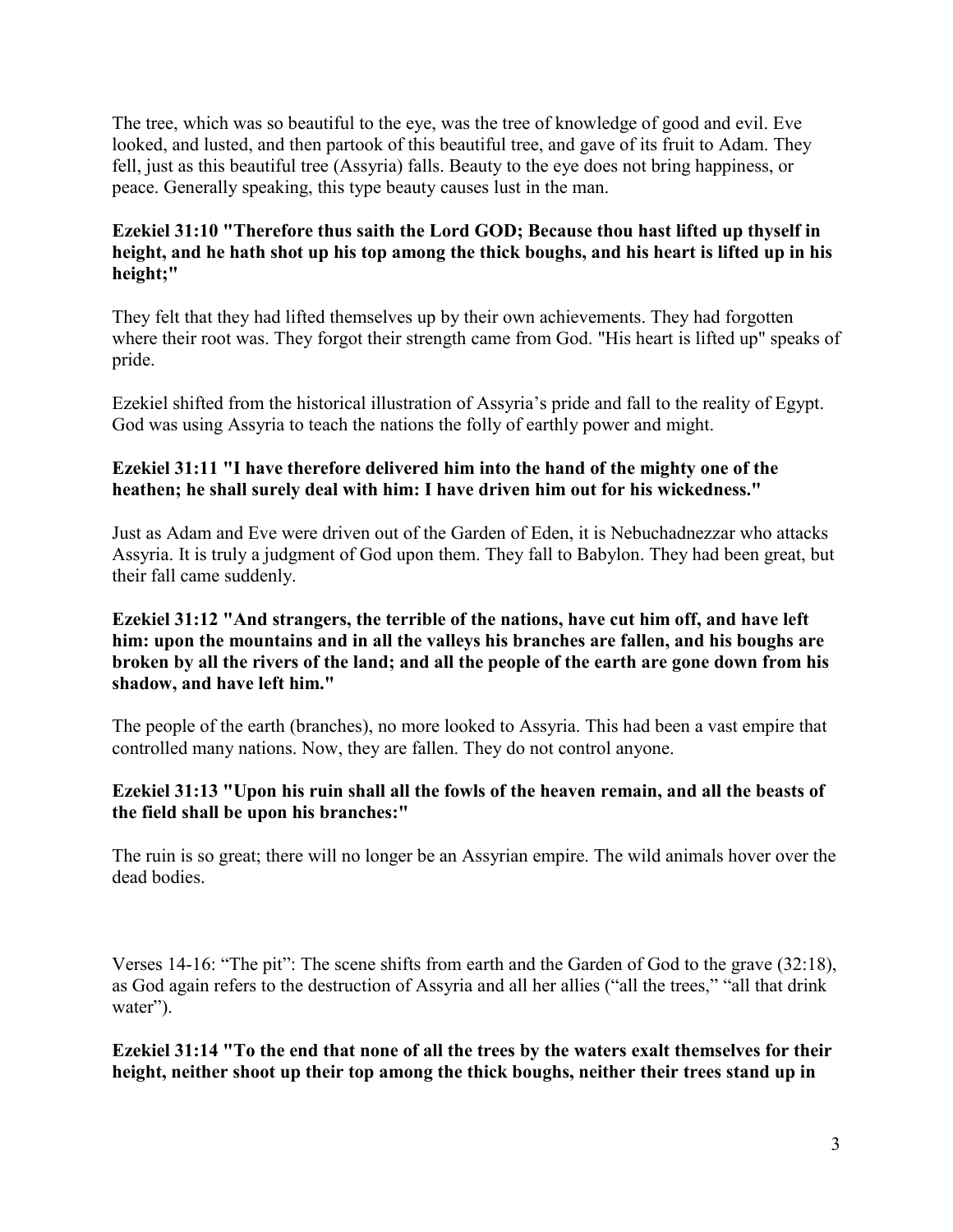The tree, which was so beautiful to the eye, was the tree of knowledge of good and evil. Eve looked, and lusted, and then partook of this beautiful tree, and gave of its fruit to Adam. They fell, just as this beautiful tree (Assyria) falls. Beauty to the eye does not bring happiness, or peace. Generally speaking, this type beauty causes lust in the man.

**Ezekiel 31:10 "Therefore thus saith the Lord GOD; Because thou hast lifted up thyself in height, and he hath shot up his top among the thick boughs, and his heart is lifted up in his height;"**

They felt that they had lifted themselves up by their own achievements. They had forgotten where their root was. They forgot their strength came from God. "His heart is lifted up" speaks of pride.

Ezekiel shifted from the historical illustration of Assyria's pride and fall to the reality of Egypt. God was using Assyria to teach the nations the folly of earthly power and might.

**Ezekiel 31:11 "I have therefore delivered him into the hand of the mighty one of the heathen; he shall surely deal with him: I have driven him out for his wickedness."**

Just as Adam and Eve were driven out of the Garden of Eden, it is Nebuchadnezzar who attacks Assyria. It is truly a judgment of God upon them. They fall to Babylon. They had been great, but their fall came suddenly.

**Ezekiel 31:12 "And strangers, the terrible of the nations, have cut him off, and have left him: upon the mountains and in all the valleys his branches are fallen, and his boughs are broken by all the rivers of the land; and all the people of the earth are gone down from his shadow, and have left him."**

The people of the earth (branches), no more looked to Assyria. This had been a vast empire that controlled many nations. Now, they are fallen. They do not control anyone.

**Ezekiel 31:13 "Upon his ruin shall all the fowls of the heaven remain, and all the beasts of the field shall be upon his branches:"**

The ruin is so great; there will no longer be an Assyrian empire. The wild animals hover over the dead bodies.

Verses 14-16: "The pit": The scene shifts from earth and the Garden of God to the grave (32:18), as God again refers to the destruction of Assyria and all her allies ("all the trees," "all that drink water").

**Ezekiel 31:14 "To the end that none of all the trees by the waters exalt themselves for their height, neither shoot up their top among the thick boughs, neither their trees stand up in**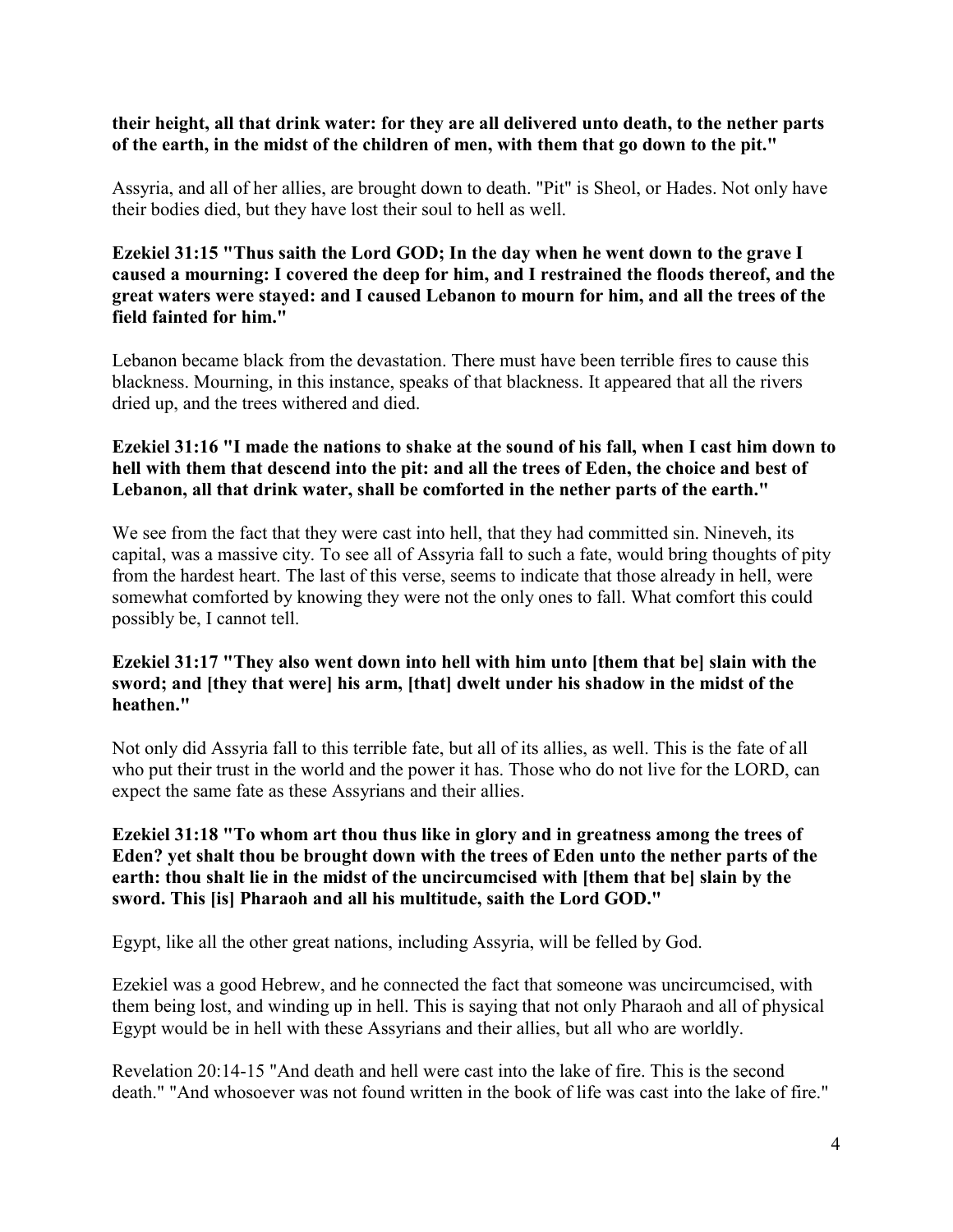**their height, all that drink water: for they are all delivered unto death, to the nether parts of the earth, in the midst of the children of men, with them that go down to the pit."**

Assyria, and all of her allies, are brought down to death. "Pit" is Sheol, or Hades. Not only have their bodies died, but they have lost their soul to hell as well.

**Ezekiel 31:15 "Thus saith the Lord GOD; In the day when he went down to the grave I caused a mourning: I covered the deep for him, and I restrained the floods thereof, and the great waters were stayed: and I caused Lebanon to mourn for him, and all the trees of the field fainted for him."**

Lebanon became black from the devastation. There must have been terrible fires to cause this blackness. Mourning, in this instance, speaks of that blackness. It appeared that all the rivers dried up, and the trees withered and died.

**Ezekiel 31:16 "I made the nations to shake at the sound of his fall, when I cast him down to hell with them that descend into the pit: and all the trees of Eden, the choice and best of Lebanon, all that drink water, shall be comforted in the nether parts of the earth."**

We see from the fact that they were cast into hell, that they had committed sin. Nineveh, its capital, was a massive city. To see all of Assyria fall to such a fate, would bring thoughts of pity from the hardest heart. The last of this verse, seems to indicate that those already in hell, were somewhat comforted by knowing they were not the only ones to fall. What comfort this could possibly be, I cannot tell.

**Ezekiel 31:17 "They also went down into hell with him unto [them that be] slain with the sword; and [they that were] his arm, [that] dwelt under his shadow in the midst of the heathen."**

Not only did Assyria fall to this terrible fate, but all of its allies, as well. This is the fate of all who put their trust in the world and the power it has. Those who do not live for the LORD, can expect the same fate as these Assyrians and their allies.

**Ezekiel 31:18 "To whom art thou thus like in glory and in greatness among the trees of Eden? yet shalt thou be brought down with the trees of Eden unto the nether parts of the earth: thou shalt lie in the midst of the uncircumcised with [them that be] slain by the sword. This [is] Pharaoh and all his multitude, saith the Lord GOD."**

Egypt, like all the other great nations, including Assyria, will be felled by God.

Ezekiel was a good Hebrew, and he connected the fact that someone was uncircumcised, with them being lost, and winding up in hell. This is saying that not only Pharaoh and all of physical Egypt would be in hell with these Assyrians and their allies, but all who are worldly.

Revelation 20:14-15 "And death and hell were cast into the lake of fire. This is the second death." "And whosoever was not found written in the book of life was cast into the lake of fire."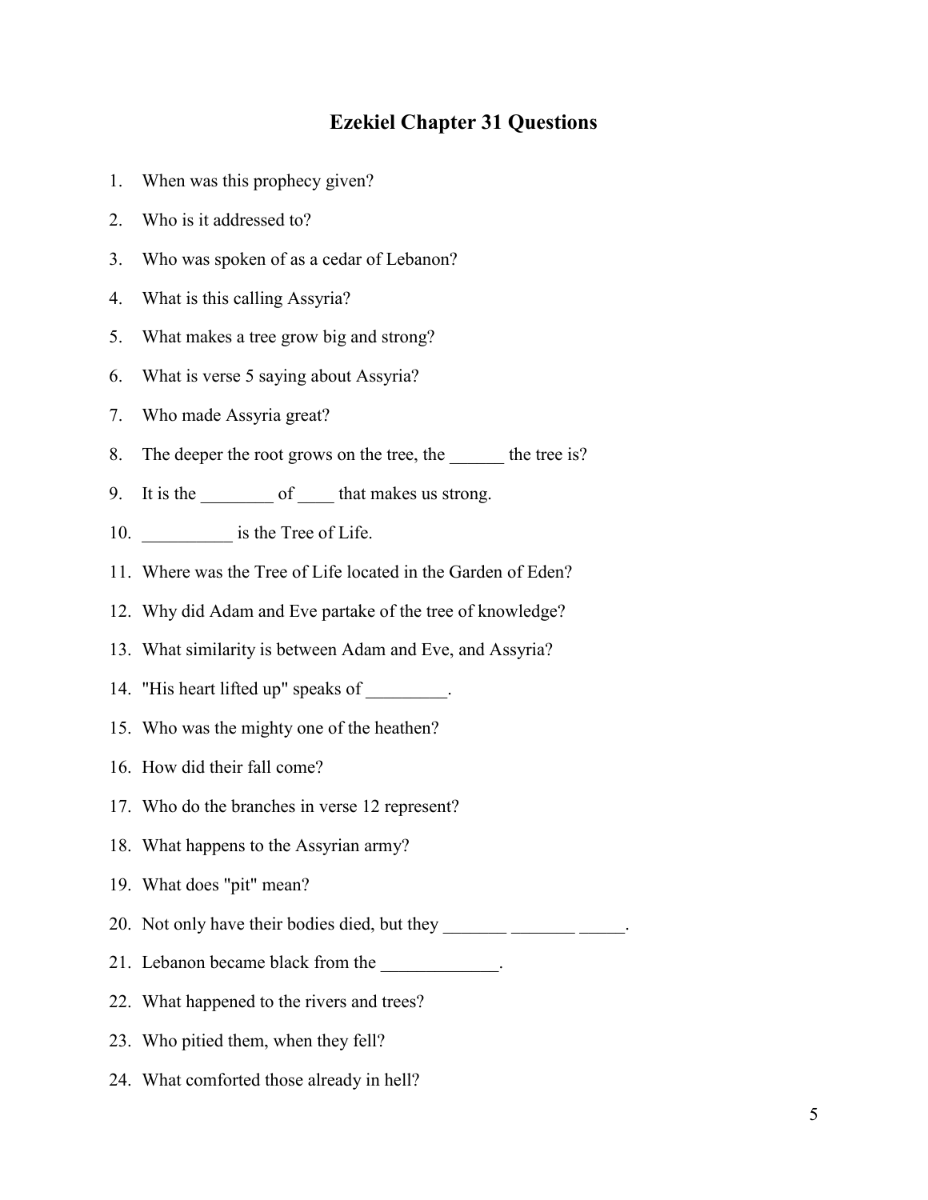# Ezekiel Chapter 31 Questions

1. When was this prophecy given?
2. Who is it addressed to?
3. Who was spoken of as a cedar of Lebanon?
4. What is this calling Assyria?
5. What makes a tree grow big and strong?
6. What is verse 5 saying about Assyria?
7. Who made Assyria great?
8. The deeper the root grows on the tree, the ______ the tree is?
9. It is the ________ of ____ that makes us strong.
10. __________ is the Tree of Life.
11. Where was the Tree of Life located in the Garden of Eden?
12. Why did Adam and Eve partake of the tree of knowledge?
13. What similarity is between Adam and Eve, and Assyria?
14. "His heart lifted up" speaks of _________.
15. Who was the mighty one of the heathen?
16. How did their fall come?
17. Who do the branches in verse 12 represent?
18. What happens to the Assyrian army?
19. What does "pit" mean?
20. Not only have their bodies died, but they _______ _______ _____.
21. Lebanon became black from the _____________.
22. What happened to the rivers and trees?
23. Who pitied them, when they fell?
24. What comforted those already in hell?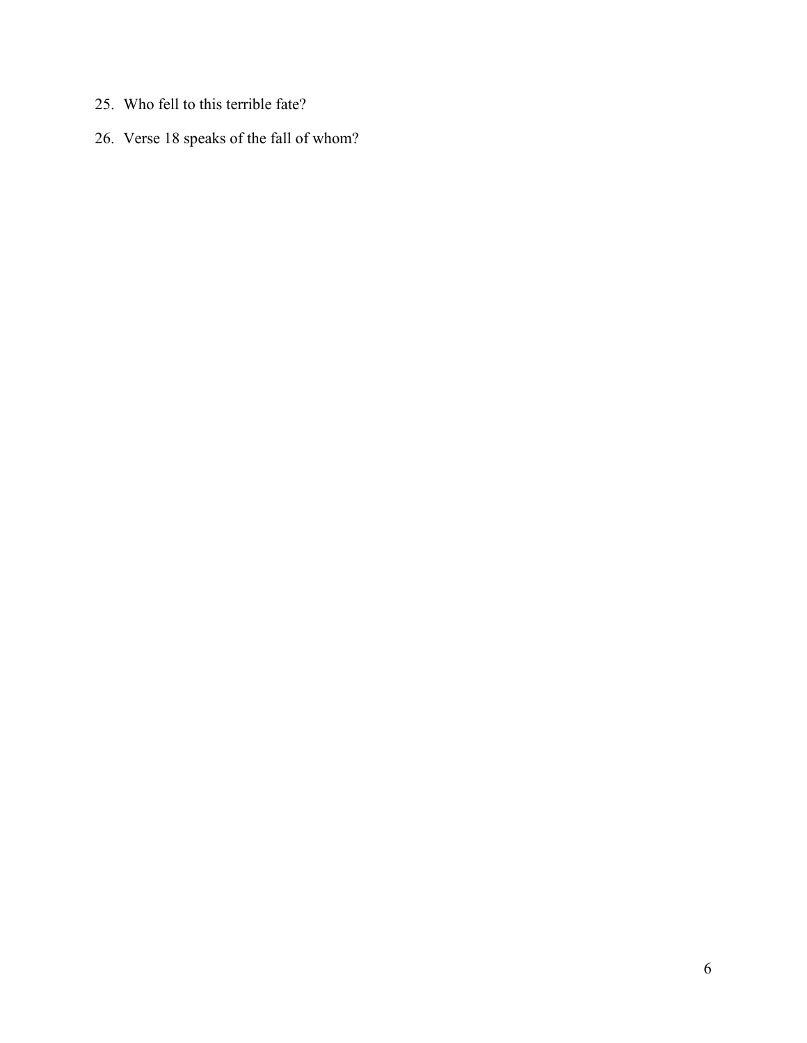25. Who fell to this terrible fate?

26. Verse 18 speaks of the fall of whom?